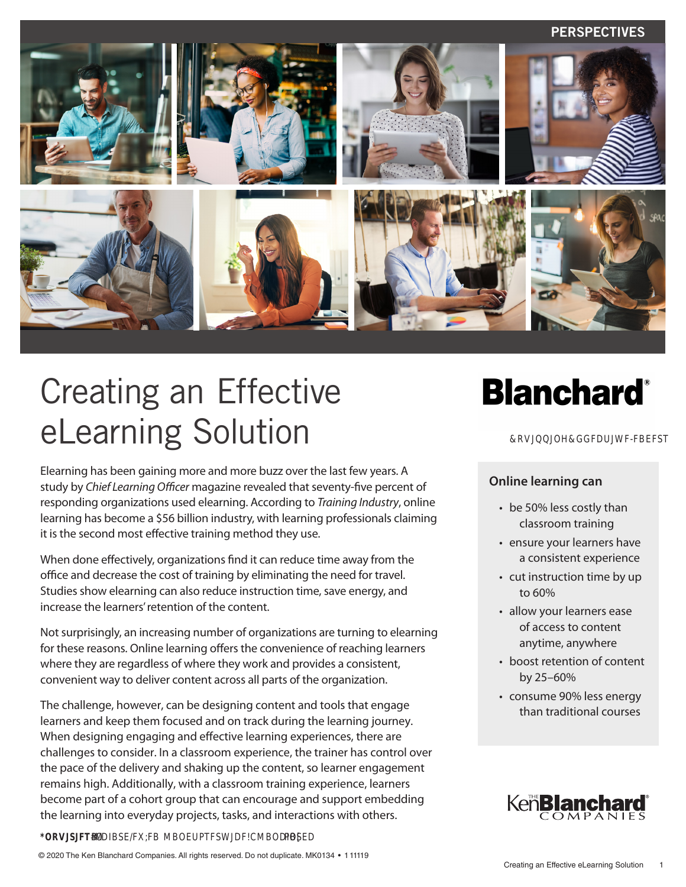PERSPECTIVES

# Creating an Effective eLearning Solution

**Blanchard**®

Equipping Effective Leaders

Elearning has been gaining more and more buzz over the last few years. A study by *Chief Learning Officer* magazine revealed that seventy-five percent of responding organizations used elearning. According to *Training Industry*, online learning has become a $56 billion industry, with learning professionals claiming it is the second most effective training method they use.

When done effectively, organizations find it can reduce time away from the office and decrease the cost of training by eliminating the need for travel. Studies show elearning can also reduce instruction time, save energy, and increase the learners' retention of the content.

Not surprisingly, an increasing number of organizations are turning to elearning for these reasons. Online learning offers the convenience of reaching learners where they are regardless of where they work and provides a consistent, convenient way to deliver content across all parts of the organization.

The challenge, however, can be designing content and tools that engage learners and keep them focused and on track during the learning journey. When designing engaging and effective learning experiences, there are challenges to consider. In a classroom experience, the trainer has control over the pace of the delivery and shaking up the content, so learner engagement remains high. Additionally, with a classroom training experience, learners become part of a cohort group that can encourage and support embedding the learning into everyday projects, tasks, and interactions with others.

### Online learning can

- be 50% less costly than classroom training
- ensure your learners have a consistent experience
- cut instruction time by up to 60%
- allow your learners ease of access to content anytime, anywhere
- boost retention of content by 25–60%
- consume 90% less energy than traditional courses

The Ken Blanchard Companies

© 2020 The Ken Blanchard Companies. All rights reserved. Do not duplicate. MK0134 • 111119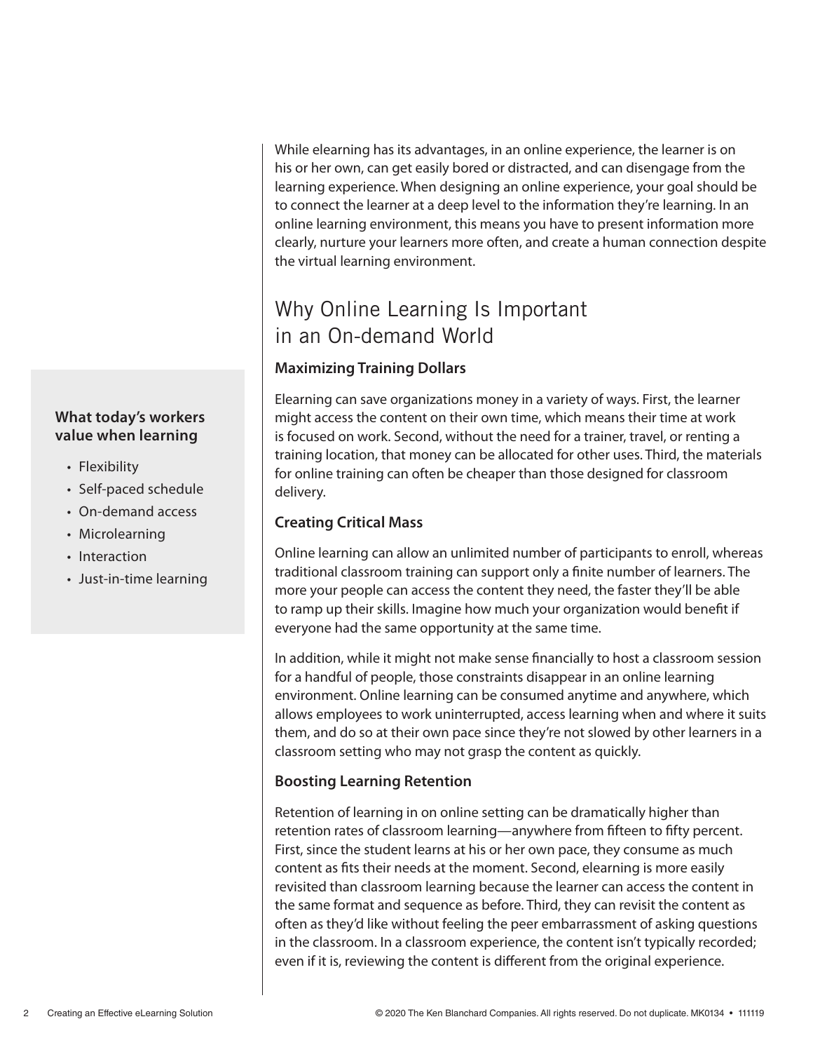While elearning has its advantages, in an online experience, the learner is on his or her own, can get easily bored or distracted, and can disengage from the learning experience. When designing an online experience, your goal should be to connect the learner at a deep level to the information they're learning. In an online learning environment, this means you have to present information more clearly, nurture your learners more often, and create a human connection despite the virtual learning environment.

## Why Online Learning Is Important in an On-demand World

**What today's workers value when learning**

- Flexibility
- Self-paced schedule
- On-demand access
- Microlearning
- Interaction
- Just-in-time learning

### Maximizing Training Dollars

Elearning can save organizations money in a variety of ways. First, the learner might access the content on their own time, which means their time at work is focused on work. Second, without the need for a trainer, travel, or renting a training location, that money can be allocated for other uses. Third, the materials for online training can often be cheaper than those designed for classroom delivery.

### Creating Critical Mass

Online learning can allow an unlimited number of participants to enroll, whereas traditional classroom training can support only a finite number of learners. The more your people can access the content they need, the faster they'll be able to ramp up their skills. Imagine how much your organization would benefit if everyone had the same opportunity at the same time.

In addition, while it might not make sense financially to host a classroom session for a handful of people, those constraints disappear in an online learning environment. Online learning can be consumed anytime and anywhere, which allows employees to work uninterrupted, access learning when and where it suits them, and do so at their own pace since they're not slowed by other learners in a classroom setting who may not grasp the content as quickly.

### Boosting Learning Retention

Retention of learning in on online setting can be dramatically higher than retention rates of classroom learning—anywhere from fifteen to fifty percent. First, since the student learns at his or her own pace, they consume as much content as fits their needs at the moment. Second, elearning is more easily revisited than classroom learning because the learner can access the content in the same format and sequence as before. Third, they can revisit the content as often as they'd like without feeling the peer embarrassment of asking questions in the classroom. In a classroom experience, the content isn't typically recorded; even if it is, reviewing the content is different from the original experience.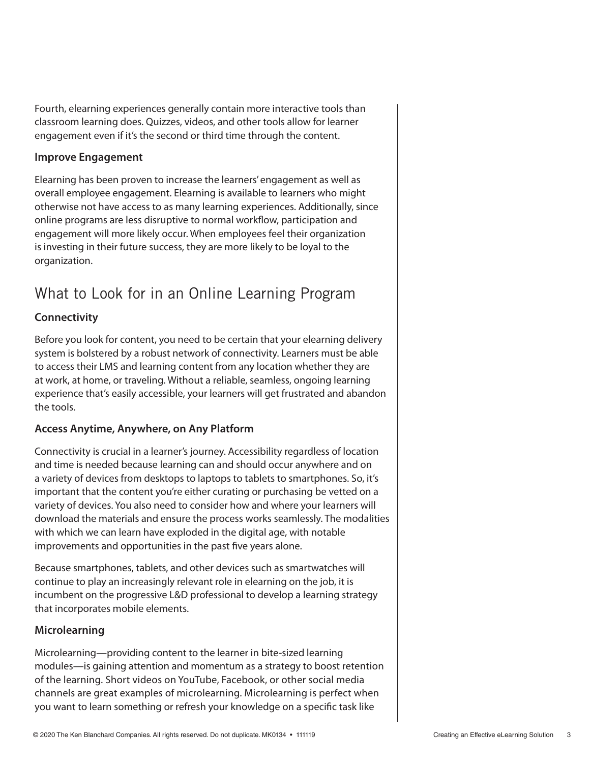Fourth, elearning experiences generally contain more interactive tools than classroom learning does. Quizzes, videos, and other tools allow for learner engagement even if it's the second or third time through the content.

### Improve Engagement

Elearning has been proven to increase the learners' engagement as well as overall employee engagement. Elearning is available to learners who might otherwise not have access to as many learning experiences. Additionally, since online programs are less disruptive to normal workflow, participation and engagement will more likely occur. When employees feel their organization is investing in their future success, they are more likely to be loyal to the organization.

## What to Look for in an Online Learning Program

### Connectivity

Before you look for content, you need to be certain that your elearning delivery system is bolstered by a robust network of connectivity. Learners must be able to access their LMS and learning content from any location whether they are at work, at home, or traveling. Without a reliable, seamless, ongoing learning experience that's easily accessible, your learners will get frustrated and abandon the tools.

### Access Anytime, Anywhere, on Any Platform

Connectivity is crucial in a learner's journey. Accessibility regardless of location and time is needed because learning can and should occur anywhere and on a variety of devices from desktops to laptops to tablets to smartphones. So, it's important that the content you're either curating or purchasing be vetted on a variety of devices. You also need to consider how and where your learners will download the materials and ensure the process works seamlessly. The modalities with which we can learn have exploded in the digital age, with notable improvements and opportunities in the past five years alone.

Because smartphones, tablets, and other devices such as smartwatches will continue to play an increasingly relevant role in elearning on the job, it is incumbent on the progressive L&D professional to develop a learning strategy that incorporates mobile elements.

### Microlearning

Microlearning—providing content to the learner in bite-sized learning modules—is gaining attention and momentum as a strategy to boost retention of the learning. Short videos on YouTube, Facebook, or other social media channels are great examples of microlearning. Microlearning is perfect when you want to learn something or refresh your knowledge on a specific task like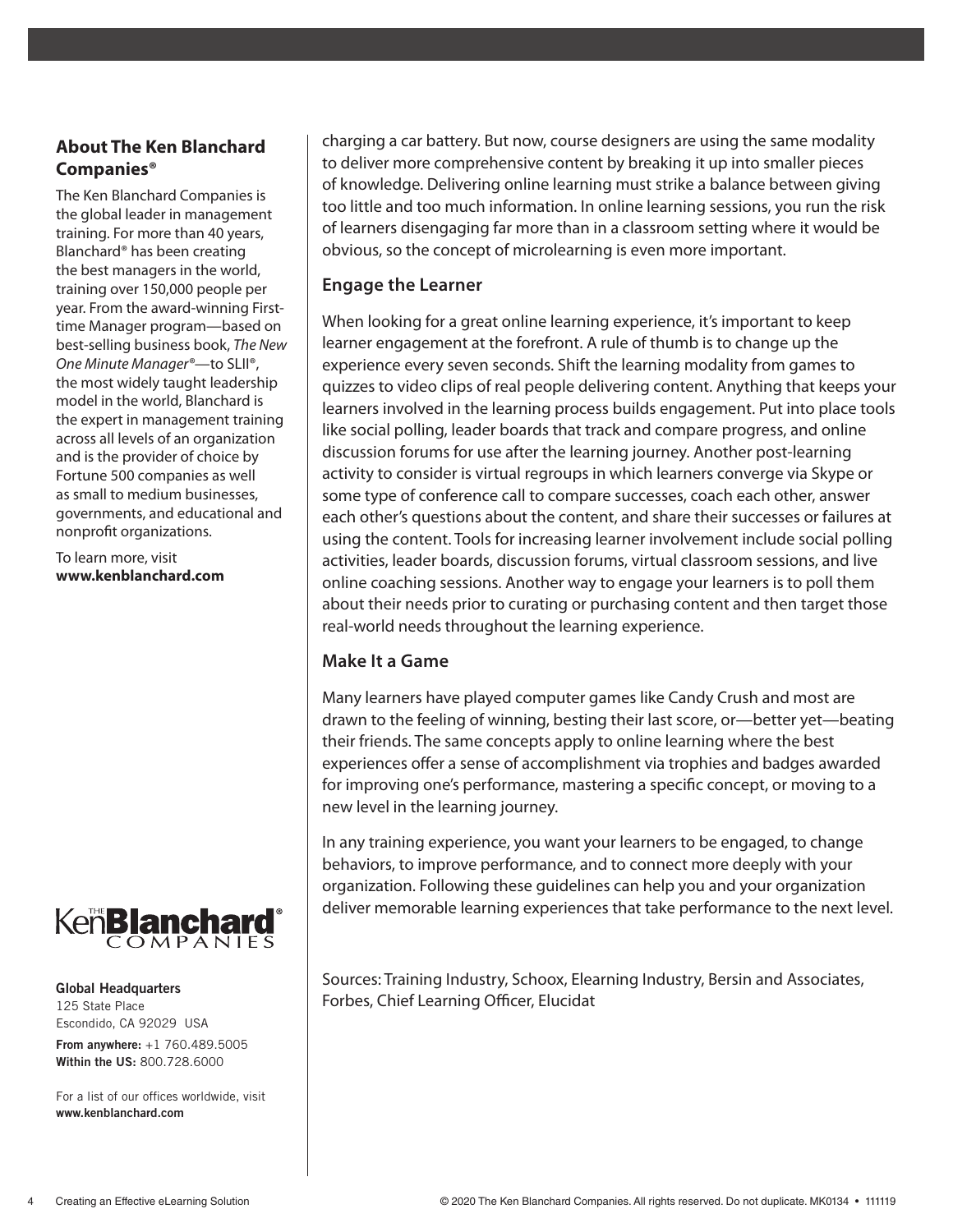charging a car battery. But now, course designers are using the same modality to deliver more comprehensive content by breaking it up into smaller pieces of knowledge. Delivering online learning must strike a balance between giving too little and too much information. In online learning sessions, you run the risk of learners disengaging far more than in a classroom setting where it would be obvious, so the concept of microlearning is even more important.

### Engage the Learner

When looking for a great online learning experience, it's important to keep learner engagement at the forefront. A rule of thumb is to change up the experience every seven seconds. Shift the learning modality from games to quizzes to video clips of real people delivering content. Anything that keeps your learners involved in the learning process builds engagement. Put into place tools like social polling, leader boards that track and compare progress, and online discussion forums for use after the learning journey. Another post-learning activity to consider is virtual regroups in which learners converge via Skype or some type of conference call to compare successes, coach each other, answer each other's questions about the content, and share their successes or failures at using the content. Tools for increasing learner involvement include social polling activities, leader boards, discussion forums, virtual classroom sessions, and live online coaching sessions. Another way to engage your learners is to poll them about their needs prior to curating or purchasing content and then target those real-world needs throughout the learning experience.

### Make It a Game

Many learners have played computer games like Candy Crush and most are drawn to the feeling of winning, besting their last score, or—better yet—beating their friends. The same concepts apply to online learning where the best experiences offer a sense of accomplishment via trophies and badges awarded for improving one's performance, mastering a specific concept, or moving to a new level in the learning journey.

In any training experience, you want your learners to be engaged, to change behaviors, to improve performance, and to connect more deeply with your organization. Following these guidelines can help you and your organization deliver memorable learning experiences that take performance to the next level.

Sources: Training Industry, Schoox, Elearning Industry, Bersin and Associates, Forbes, Chief Learning Officer, Elucidat

### About The Ken Blanchard Companies®

The Ken Blanchard Companies is the global leader in management training. For more than 40 years, Blanchard® has been creating the best managers in the world, training over 150,000 people per year. From the award-winning First-time Manager program—based on best-selling business book, *The New One Minute Manager*®—to SLII®, the most widely taught leadership model in the world, Blanchard is the expert in management training across all levels of an organization and is the provider of choice by Fortune 500 companies as well as small to medium businesses, governments, and educational and nonprofit organizations.

To learn more, visit **www.kenblanchard.com**

The Ken Blanchard Companies®

**Global Headquarters**
125 State Place
Escondido, CA 92029 USA

**From anywhere:** +1 760.489.5005
**Within the US:** 800.728.6000

For a list of our offices worldwide, visit **www.kenblanchard.com**

© 2020 The Ken Blanchard Companies. All rights reserved. Do not duplicate. MK0134 • 111119